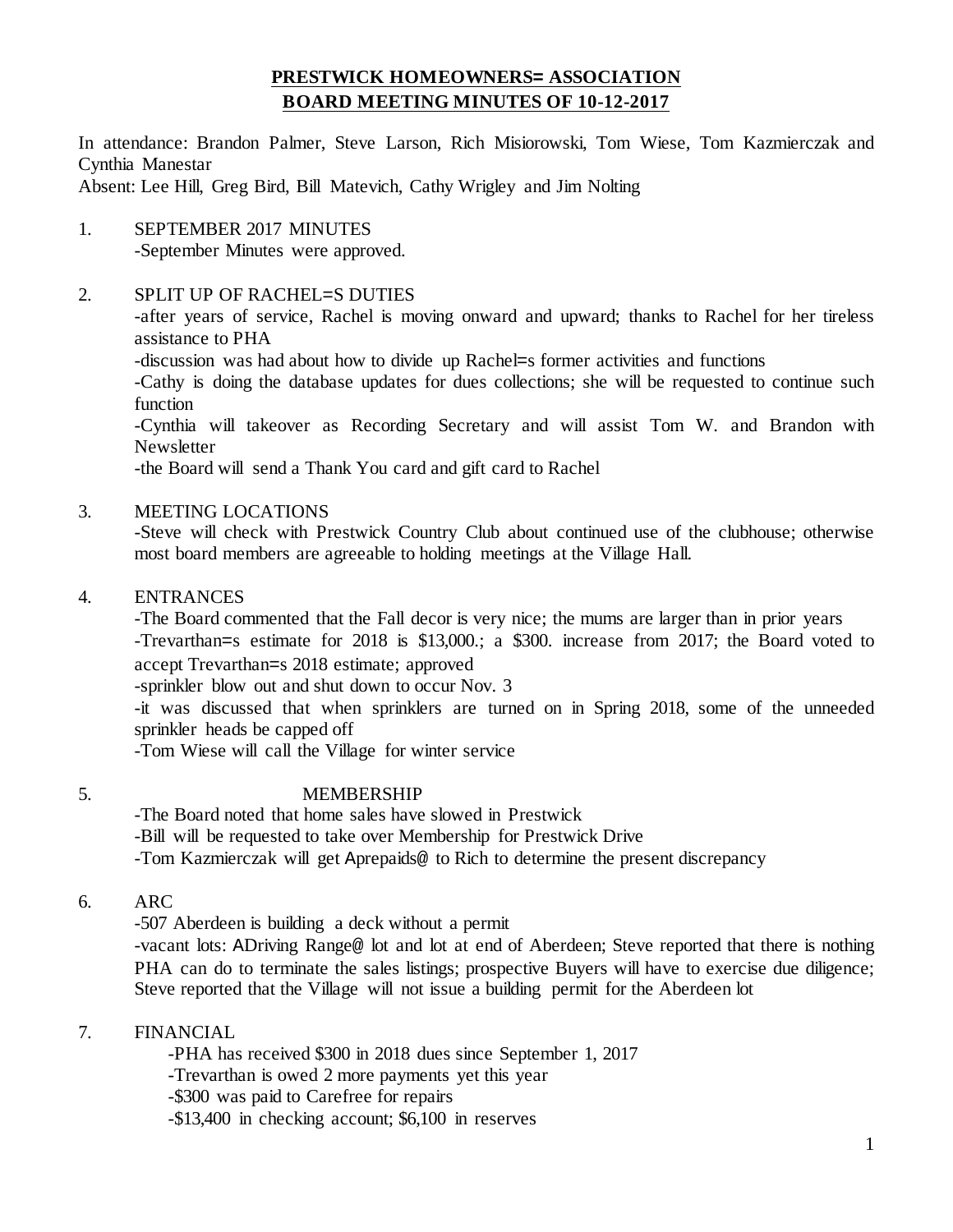# PRESTWICK HOMEOWNERS= ASSOCIATION
## BOARD MEETING MINUTES OF 10-12-2017

In attendance: Brandon Palmer, Steve Larson, Rich Misiorowski, Tom Wiese, Tom Kazmierczak and Cynthia Manestar
Absent: Lee Hill, Greg Bird, Bill Matevich, Cathy Wrigley and Jim Nolting

1. SEPTEMBER 2017 MINUTES
   -September Minutes were approved.

2. SPLIT UP OF RACHEL=S DUTIES
   -after years of service, Rachel is moving onward and upward; thanks to Rachel for her tireless assistance to PHA
   -discussion was had about how to divide up Rachel=s former activities and functions
   -Cathy is doing the database updates for dues collections; she will be requested to continue such function
   -Cynthia will takeover as Recording Secretary and will assist Tom W. and Brandon with Newsletter
   -the Board will send a Thank You card and gift card to Rachel

3. MEETING LOCATIONS
   -Steve will check with Prestwick Country Club about continued use of the clubhouse; otherwise most board members are agreeable to holding meetings at the Village Hall.

4. ENTRANCES
   -The Board commented that the Fall decor is very nice; the mums are larger than in prior years
   -Trevarthan=s estimate for 2018 is $13,000.; a $300. increase from 2017; the Board voted to accept Trevarthan=s 2018 estimate; approved
   -sprinkler blow out and shut down to occur Nov. 3
   -it was discussed that when sprinklers are turned on in Spring 2018, some of the unneeded sprinkler heads be capped off
   -Tom Wiese will call the Village for winter service

5. MEMBERSHIP
   -The Board noted that home sales have slowed in Prestwick
   -Bill will be requested to take over Membership for Prestwick Drive
   -Tom Kazmierczak will get Aprepaids@ to Rich to determine the present discrepancy

6. ARC
   -507 Aberdeen is building a deck without a permit
   -vacant lots: ADriving Range@ lot and lot at end of Aberdeen; Steve reported that there is nothing PHA can do to terminate the sales listings; prospective Buyers will have to exercise due diligence; Steve reported that the Village will not issue a building permit for the Aberdeen lot

7. FINANCIAL
   -PHA has received $300 in 2018 dues since September 1, 2017
   -Trevarthan is owed 2 more payments yet this year
   -$300 was paid to Carefree for repairs
   -$13,400 in checking account; $6,100 in reserves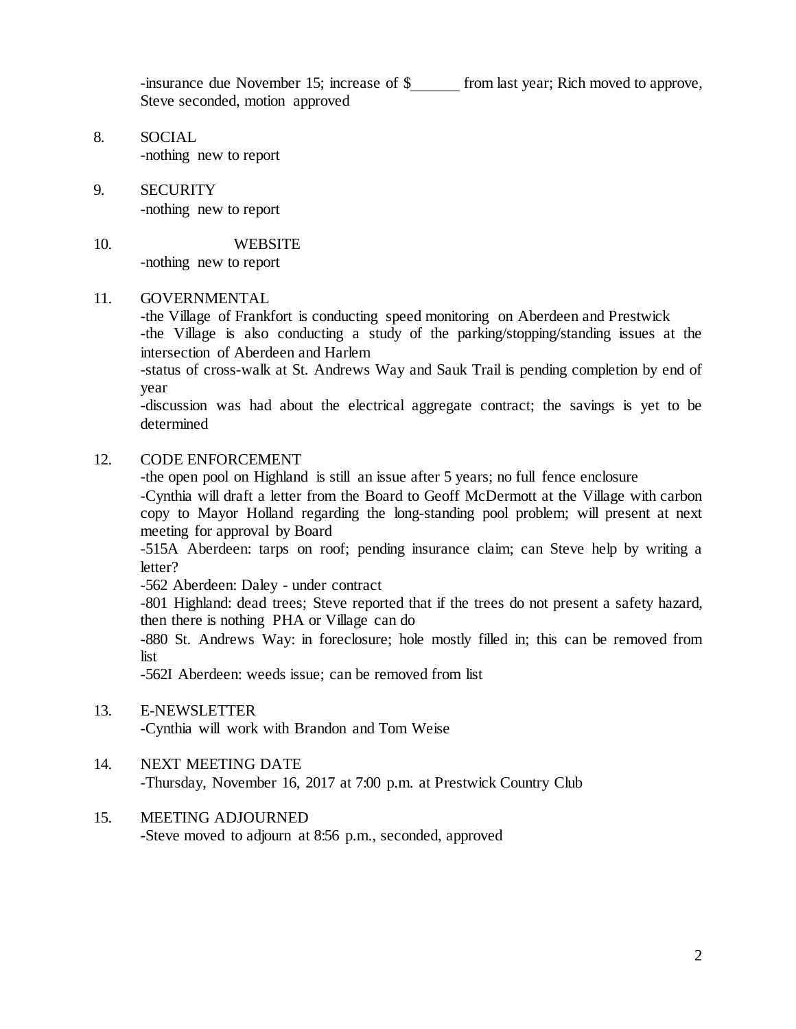-insurance due November 15; increase of $______ from last year; Rich moved to approve, Steve seconded, motion approved

8. SOCIAL
   -nothing new to report

9. SECURITY
   -nothing new to report

10. WEBSITE
    -nothing new to report

11. GOVERNMENTAL
    -the Village of Frankfort is conducting speed monitoring on Aberdeen and Prestwick
    -the Village is also conducting a study of the parking/stopping/standing issues at the intersection of Aberdeen and Harlem
    -status of cross-walk at St. Andrews Way and Sauk Trail is pending completion by end of year
    -discussion was had about the electrical aggregate contract; the savings is yet to be determined

12. CODE ENFORCEMENT
    -the open pool on Highland is still an issue after 5 years; no full fence enclosure
    -Cynthia will draft a letter from the Board to Geoff McDermott at the Village with carbon copy to Mayor Holland regarding the long-standing pool problem; will present at next meeting for approval by Board
    -515A Aberdeen: tarps on roof; pending insurance claim; can Steve help by writing a letter?
    -562 Aberdeen: Daley - under contract
    -801 Highland: dead trees; Steve reported that if the trees do not present a safety hazard, then there is nothing PHA or Village can do
    -880 St. Andrews Way: in foreclosure; hole mostly filled in; this can be removed from list
    -562I Aberdeen: weeds issue; can be removed from list

13. E-NEWSLETTER
    -Cynthia will work with Brandon and Tom Weise

14. NEXT MEETING DATE
    -Thursday, November 16, 2017 at 7:00 p.m. at Prestwick Country Club

15. MEETING ADJOURNED
    -Steve moved to adjourn at 8:56 p.m., seconded, approved